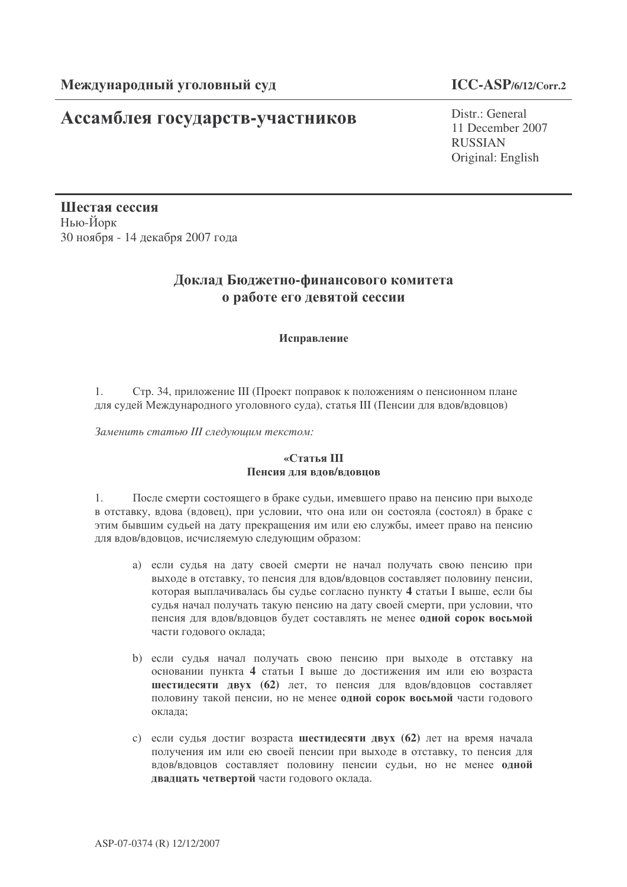**Международный уголовный суд** **ICC-ASP/6/12/Corr.2**

# Ассамблея государств-участников

Distr.: General
11 December 2007
RUSSIAN
Original: English

**Шестая сессия**
Нью-Йорк
30 ноября - 14 декабря 2007 года

## Доклад Бюджетно-финансового комитета о работе его девятой сессии

**Исправление**

1. Стр. 34, приложение III (Проект поправок к положениям о пенсионном плане для судей Международного уголовного суда), статья III (Пенсии для вдов/вдовцов)

*Заменить статью III следующим текстом:*

**«Статья III**
**Пенсия для вдов/вдовцов**

1. После смерти состоящего в браке судьи, имевшего право на пенсию при выходе в отставку, вдова (вдовец), при условии, что она или он состояла (состоял) в браке с этим бывшим судьей на дату прекращения им или ею службы, имеет право на пенсию для вдов/вдовцов, исчисляемую следующим образом:

a) если судья на дату своей смерти не начал получать свою пенсию при выходе в отставку, то пенсия для вдов/вдовцов составляет половину пенсии, которая выплачивалась бы судье согласно пункту **4** статьи I выше, если бы судья начал получать такую пенсию на дату своей смерти, при условии, что пенсия для вдов/вдовцов будет составлять не менее **одной сорок восьмой** части годового оклада;

b) если судья начал получать свою пенсию при выходе в отставку на основании пункта **4** статьи I выше до достижения им или ею возраста **шестидесяти двух (62)** лет, то пенсия для вдов/вдовцов составляет половину такой пенсии, но не менее **одной сорок восьмой** части годового оклада;

c) если судья достиг возраста **шестидесяти двух (62)** лет на время начала получения им или ею своей пенсии при выходе в отставку, то пенсия для вдов/вдовцов составляет половину пенсии судьи, но не менее **одной двадцать четвертой** части годового оклада.

ASP-07-0374 (R) 12/12/2007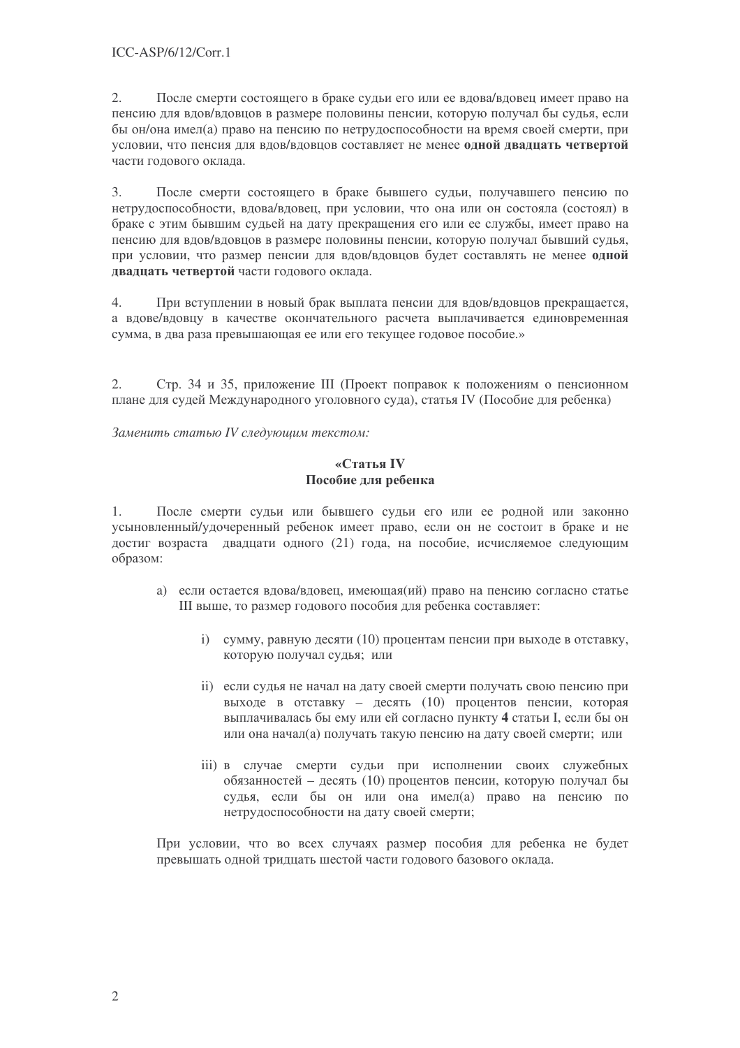2. После смерти состоящего в браке судьи его или ее вдова/вдовец имеет право на пенсию для вдов/вдовцов в размере половины пенсии, которую получал бы судья, если бы он/она имел(а) право на пенсию по нетрудоспособности на время своей смерти, при условии, что пенсия для вдов/вдовцов составляет не менее **одной двадцать четвертой** части годового оклада.

3. После смерти состоящего в браке бывшего судьи, получавшего пенсию по нетрудоспособности, вдова/вдовец, при условии, что она или он состояла (состоял) в браке с этим бывшим судьей на дату прекращения его или ее службы, имеет право на пенсию для вдов/вдовцов в размере половины пенсии, которую получал бывший судья, при условии, что размер пенсии для вдов/вдовцов будет составлять не менее **одной двадцать четвертой** части годового оклада.

4. При вступлении в новый брак выплата пенсии для вдов/вдовцов прекращается, а вдове/вдовцу в качестве окончательного расчета выплачивается единовременная сумма, в два раза превышающая ее или его текущее годовое пособие.»

2. Стр. 34 и 35, приложение III (Проект поправок к положениям о пенсионном плане для судей Международного уголовного суда), статья IV (Пособие для ребенка)

*Заменить статью IV следующим текстом:*

**«Статья IV**
**Пособие для ребенка**

1. После смерти судьи или бывшего судьи его или ее родной или законно усыновленный/удочеренный ребенок имеет право, если он не состоит в браке и не достиг возраста двадцати одного (21) года, на пособие, исчисляемое следующим образом:

a) если остается вдова/вдовец, имеющая(ий) право на пенсию согласно статье III выше, то размер годового пособия для ребенка составляет:

   i) сумму, равную десяти (10) процентам пенсии при выходе в отставку, которую получал судья; или

   ii) если судья не начал на дату своей смерти получать свою пенсию при выходе в отставку – десять (10) процентов пенсии, которая выплачивалась бы ему или ей согласно пункту **4** статьи I, если бы он или она начал(а) получать такую пенсию на дату своей смерти; или

   iii) в случае смерти судьи при исполнении своих служебных обязанностей – десять (10) процентов пенсии, которую получал бы судья, если бы он или она имел(а) право на пенсию по нетрудоспособности на дату своей смерти;

При условии, что во всех случаях размер пособия для ребенка не будет превышать одной тридцать шестой части годового базового оклада.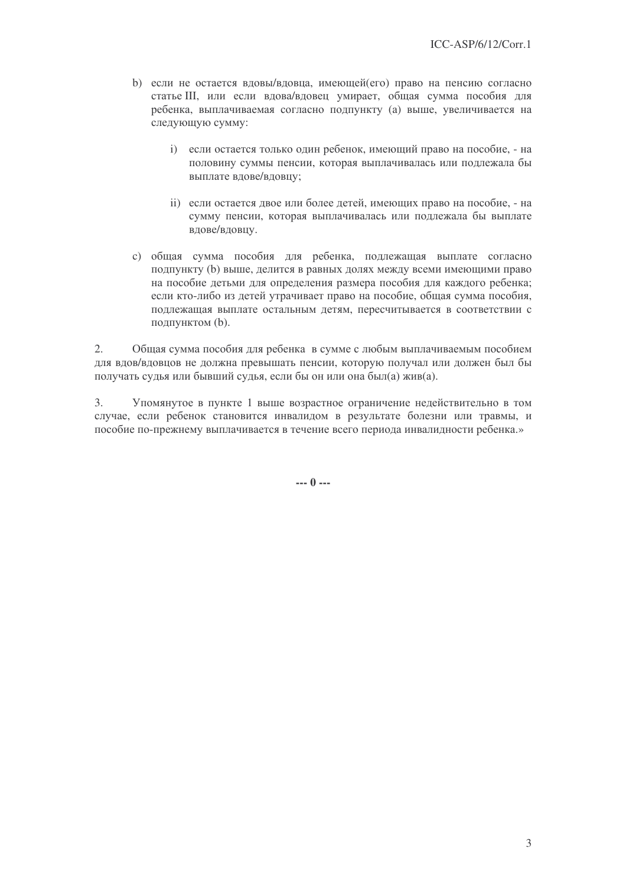b) если не остается вдовы/вдовца, имеющей(его) право на пенсию согласно статье III, или если вдова/вдовец умирает, общая сумма пособия для ребенка, выплачиваемая согласно подпункту (a) выше, увеличивается на следующую сумму:

   i) если остается только один ребенок, имеющий право на пособие, - на половину суммы пенсии, которая выплачивалась или подлежала бы выплате вдове/вдовцу;

   ii) если остается двое или более детей, имеющих право на пособие, - на сумму пенсии, которая выплачивалась или подлежала бы выплате вдове/вдовцу.

c) общая сумма пособия для ребенка, подлежащая выплате согласно подпункту (b) выше, делится в равных долях между всеми имеющими право на пособие детьми для определения размера пособия для каждого ребенка; если кто-либо из детей утрачивает право на пособие, общая сумма пособия, подлежащая выплате остальным детям, пересчитывается в соответствии с подпунктом (b).

2. Общая сумма пособия для ребенка в сумме с любым выплачиваемым пособием для вдов/вдовцов не должна превышать пенсии, которую получал или должен был бы получать судья или бывший судья, если бы он или она был(а) жив(а).

3. Упомянутое в пункте 1 выше возрастное ограничение недействительно в том случае, если ребенок становится инвалидом в результате болезни или травмы, и пособие по-прежнему выплачивается в течение всего периода инвалидности ребенка.»

--- 0 ---